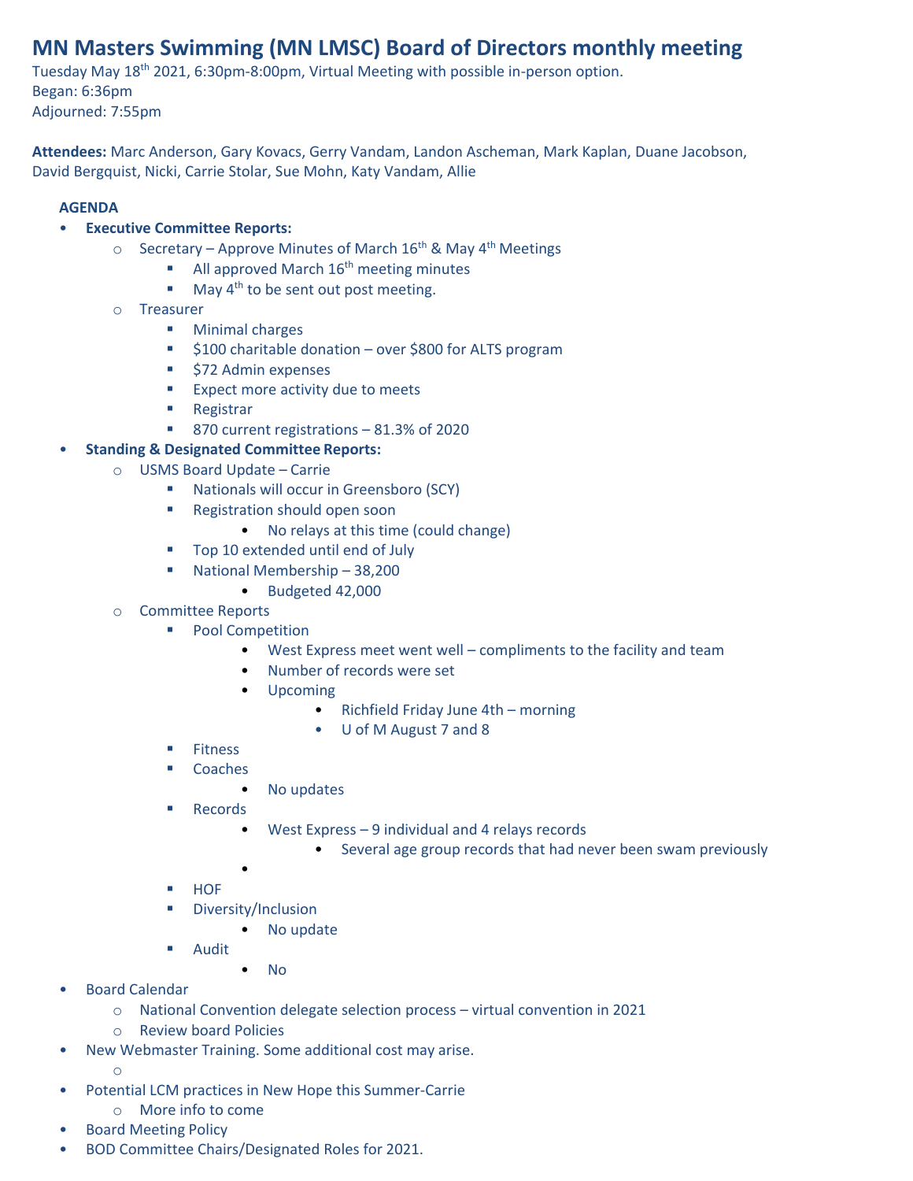# MN Masters Swimming (MN LMSC) Board of Directors monthly meeting

Tuesday May 18th 2021, 6:30pm-8:00pm, Virtual Meeting with possible in-person option.
Began: 6:36pm
Adjourned: 7:55pm

**Attendees:** Marc Anderson, Gary Kovacs, Gerry Vandam, Landon Ascheman, Mark Kaplan, Duane Jacobson, David Bergquist, Nicki, Carrie Stolar, Sue Mohn, Katy Vandam, Allie

**AGENDA**

- **Executive Committee Reports:**
  - Secretary – Approve Minutes of March 16th & May 4th Meetings
    - All approved March 16th meeting minutes
    - May 4th to be sent out post meeting.
  - Treasurer
    - Minimal charges
    - $100 charitable donation – over $800 for ALTS program
    - $72 Admin expenses
    - Expect more activity due to meets
    - Registrar
    - 870 current registrations – 81.3% of 2020
- **Standing & Designated Committee Reports:**
  - USMS Board Update – Carrie
    - Nationals will occur in Greensboro (SCY)
    - Registration should open soon
      - No relays at this time (could change)
    - Top 10 extended until end of July
    - National Membership – 38,200
      - Budgeted 42,000
  - Committee Reports
    - Pool Competition
      - West Express meet went well – compliments to the facility and team
      - Number of records were set
      - Upcoming
        - Richfield Friday June 4th – morning
        - U of M August 7 and 8
    - Fitness
    - Coaches
      - No updates
    - Records
      - West Express – 9 individual and 4 relays records
        - Several age group records that had never been swam previously
      - 
    - HOF
    - Diversity/Inclusion
      - No update
    - Audit
      - No
- Board Calendar
  - National Convention delegate selection process – virtual convention in 2021
  - Review board Policies
- New Webmaster Training. Some additional cost may arise.
  - 
- Potential LCM practices in New Hope this Summer-Carrie
  - More info to come
- Board Meeting Policy
- BOD Committee Chairs/Designated Roles for 2021.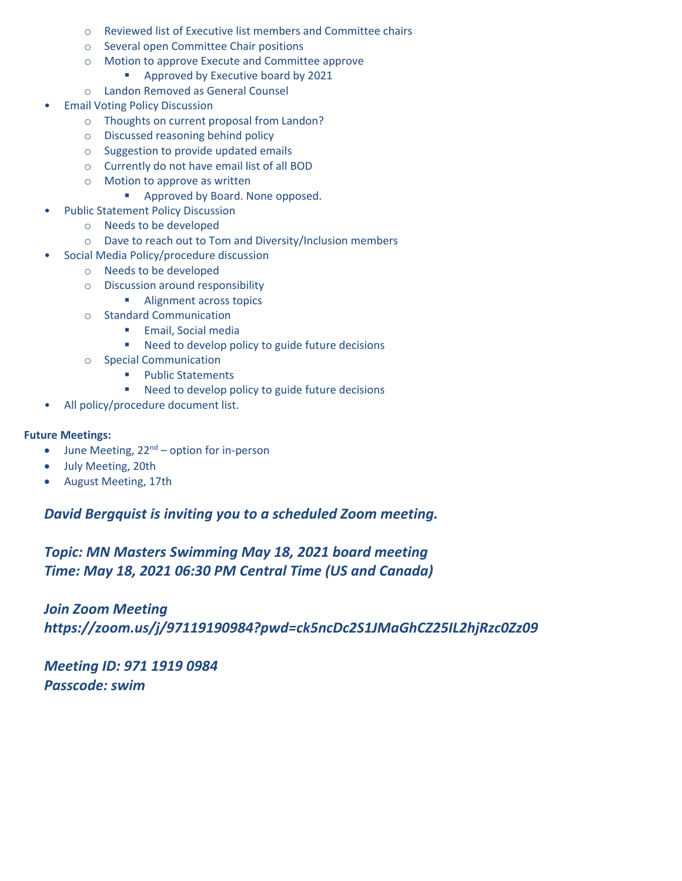- Reviewed list of Executive list members and Committee chairs
    - Several open Committee Chair positions
    - Motion to approve Execute and Committee approve
        - Approved by Executive board by 2021
    - Landon Removed as General Counsel
- Email Voting Policy Discussion
    - Thoughts on current proposal from Landon?
    - Discussed reasoning behind policy
    - Suggestion to provide updated emails
    - Currently do not have email list of all BOD
    - Motion to approve as written
        - Approved by Board. None opposed.
- Public Statement Policy Discussion
    - Needs to be developed
    - Dave to reach out to Tom and Diversity/Inclusion members
- Social Media Policy/procedure discussion
    - Needs to be developed
    - Discussion around responsibility
        - Alignment across topics
    - Standard Communication
        - Email, Social media
        - Need to develop policy to guide future decisions
    - Special Communication
        - Public Statements
        - Need to develop policy to guide future decisions
- All policy/procedure document list.

**Future Meetings:**

- June Meeting, 22nd – option for in-person
- July Meeting, 20th
- August Meeting, 17th

***David Bergquist is inviting you to a scheduled Zoom meeting.***

***Topic: MN Masters Swimming May 18, 2021 board meeting***
***Time: May 18, 2021 06:30 PM Central Time (US and Canada)***

***Join Zoom Meeting***
***https://zoom.us/j/97119190984?pwd=ck5ncDc2S1JMaGhCZ25IL2hjRzc0Zz09***

***Meeting ID: 971 1919 0984***
***Passcode: swim***